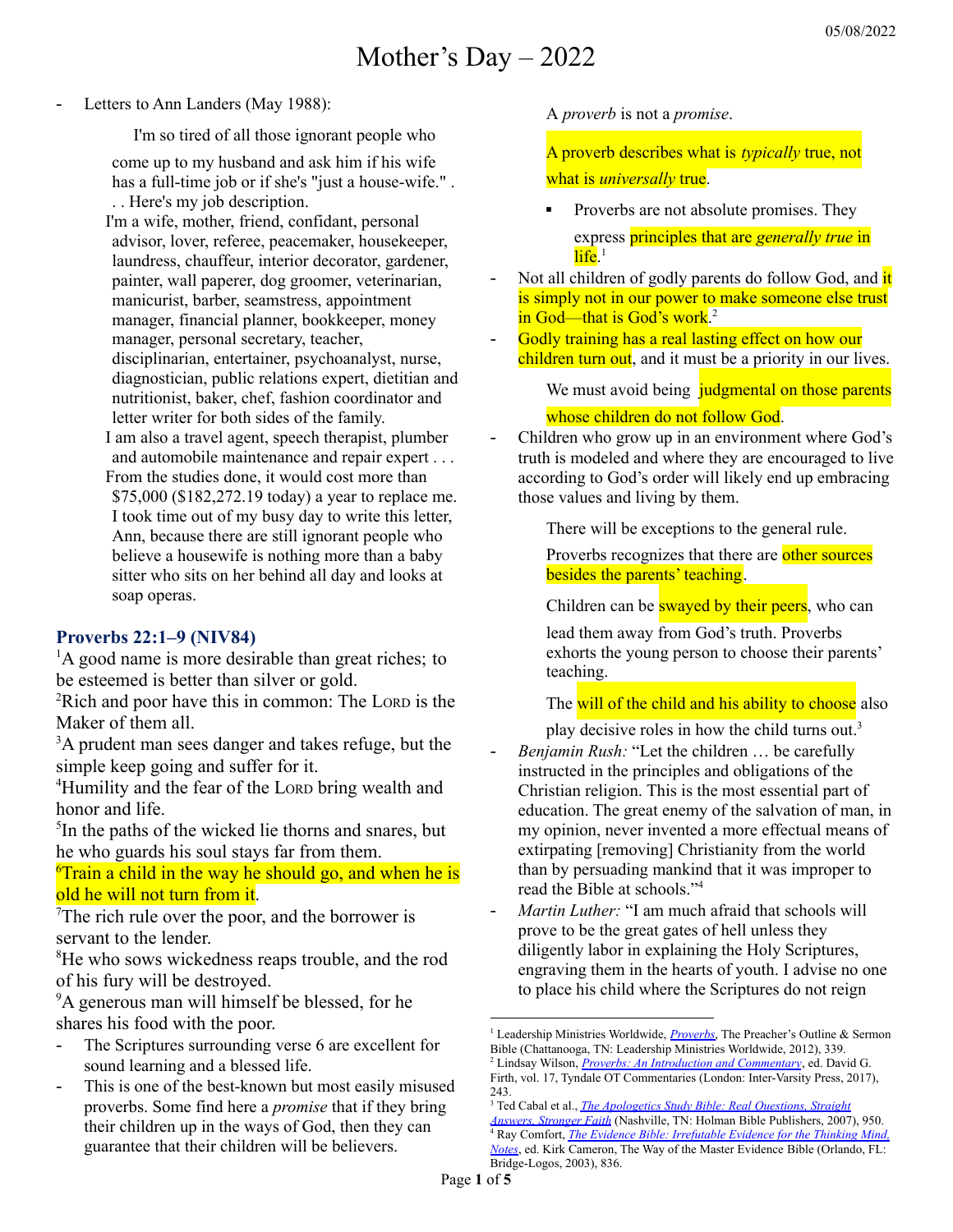05/08/2022

# Mother's Day – 2022

- Letters to Ann Landers (May 1988):

> I'm so tired of all those ignorant people who come up to my husband and ask him if his wife has a full-time job or if she's "just a house-wife." . . . Here's my job description.
>
> I'm a wife, mother, friend, confidant, personal advisor, lover, referee, peacemaker, housekeeper, laundress, chauffeur, interior decorator, gardener, painter, wall paperer, dog groomer, veterinarian, manicurist, barber, seamstress, appointment manager, financial planner, bookkeeper, money manager, personal secretary, teacher, disciplinarian, entertainer, psychoanalyst, nurse, diagnostician, public relations expert, dietitian and nutritionist, baker, chef, fashion coordinator and letter writer for both sides of the family.
>
> I am also a travel agent, speech therapist, plumber and automobile maintenance and repair expert . . .
>
> From the studies done, it would cost more than $75,000 ($182,272.19 today) a year to replace me. I took time out of my busy day to write this letter, Ann, because there are still ignorant people who believe a housewife is nothing more than a baby sitter who sits on her behind all day and looks at soap operas.

### Proverbs 22:1–9 (NIV84)

1 A good name is more desirable than great riches; to be esteemed is better than silver or gold.
2 Rich and poor have this in common: The LORD is the Maker of them all.
3 A prudent man sees danger and takes refuge, but the simple keep going and suffer for it.
4 Humility and the fear of the LORD bring wealth and honor and life.
5 In the paths of the wicked lie thorns and snares, but he who guards his soul stays far from them.
6 Train a child in the way he should go, and when he is old he will not turn from it.
7 The rich rule over the poor, and the borrower is servant to the lender.
8 He who sows wickedness reaps trouble, and the rod of his fury will be destroyed.
9 A generous man will himself be blessed, for he shares his food with the poor.

- The Scriptures surrounding verse 6 are excellent for sound learning and a blessed life.
- This is one of the best-known but most easily misused proverbs. Some find here a *promise* that if they bring their children up in the ways of God, then they can guarantee that their children will be believers.

  A *proverb* is not a *promise*.

  A proverb describes what is *typically* true, not what is *universally* true.

  - Proverbs are not absolute promises. They express principles that are *generally true* in life.[1]
- Not all children of godly parents do follow God, and it is simply not in our power to make someone else trust in God—that is God's work.[2]
- Godly training has a real lasting effect on how our children turn out, and it must be a priority in our lives.

  We must avoid being judgmental on those parents whose children do not follow God.
- Children who grow up in an environment where God's truth is modeled and where they are encouraged to live according to God's order will likely end up embracing those values and living by them.

  There will be exceptions to the general rule.

  Proverbs recognizes that there are other sources besides the parents' teaching.

  Children can be swayed by their peers, who can lead them away from God's truth. Proverbs exhorts the young person to choose their parents' teaching.

  The will of the child and his ability to choose also play decisive roles in how the child turns out.[3]
- *Benjamin Rush:* "Let the children … be carefully instructed in the principles and obligations of the Christian religion. This is the most essential part of education. The great enemy of the salvation of man, in my opinion, never invented a more effectual means of extirpating [removing] Christianity from the world than by persuading mankind that it was improper to read the Bible at schools."[4]
- *Martin Luther:* "I am much afraid that schools will prove to be the great gates of hell unless they diligently labor in explaining the Holy Scriptures, engraving them in the hearts of youth. I advise no one to place his child where the Scriptures do not reign

---

[1] Leadership Ministries Worldwide, *Proverbs*, The Preacher's Outline & Sermon Bible (Chattanooga, TN: Leadership Ministries Worldwide, 2012), 339.
[2] Lindsay Wilson, *Proverbs: An Introduction and Commentary*, ed. David G. Firth, vol. 17, Tyndale OT Commentaries (London: Inter-Varsity Press, 2017), 243.
[3] Ted Cabal et al., *The Apologetics Study Bible: Real Questions, Straight Answers, Stronger Faith* (Nashville, TN: Holman Bible Publishers, 2007), 950.
[4] Ray Comfort, *The Evidence Bible: Irrefutable Evidence for the Thinking Mind, Notes*, ed. Kirk Cameron, The Way of the Master Evidence Bible (Orlando, FL: Bridge-Logos, 2003), 836.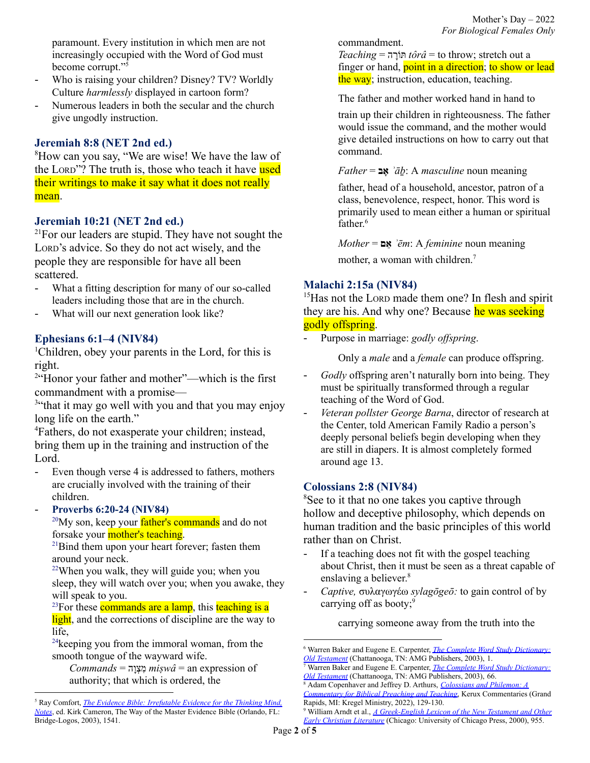paramount. Every institution in which men are not increasingly occupied with the Word of God must become corrupt."[5]

- Who is raising your children? Disney? TV? Worldly Culture *harmlessly* displayed in cartoon form?
- Numerous leaders in both the secular and the church give ungodly instruction.

### Jeremiah 8:8 (NET 2nd ed.)

[8]How can you say, "We are wise! We have the law of the LORD"? The truth is, those who teach it have used their writings to make it say what it does not really mean.

### Jeremiah 10:21 (NET 2nd ed.)

[21]For our leaders are stupid. They have not sought the LORD's advice. So they do not act wisely, and the people they are responsible for have all been scattered.

- What a fitting description for many of our so-called leaders including those that are in the church.
- What will our next generation look like?

### Ephesians 6:1–4 (NIV84)

[1]Children, obey your parents in the Lord, for this is right.
[2]"Honor your father and mother"—which is the first commandment with a promise—
[3]"that it may go well with you and that you may enjoy long life on the earth."
[4]Fathers, do not exasperate your children; instead, bring them up in the training and instruction of the Lord.

- Even though verse 4 is addressed to fathers, mothers are crucially involved with the training of their children.
- **Proverbs 6:20-24 (NIV84)**

  [20]My son, keep your father's commands and do not forsake your mother's teaching.
  [21]Bind them upon your heart forever; fasten them around your neck.
  [22]When you walk, they will guide you; when you sleep, they will watch over you; when you awake, they will speak to you.
  [23]For these commands are a lamp, this teaching is a light, and the corrections of discipline are the way to life,
  [24]keeping you from the immoral woman, from the smooth tongue of the wayward wife.

  *Commands* = מִצְוָה *miṣwâ* = an expression of authority; that which is ordered, the commandment.
  *Teaching* = תּוֹרָה *tôrâ* = to throw; stretch out a finger or hand, point in a direction; to show or lead the way; instruction, education, teaching.

  The father and mother worked hand in hand to train up their children in righteousness. The father would issue the command, and the mother would give detailed instructions on how to carry out that command.

  *Father* = **אָב** *ʾāḇ*: A *masculine* noun meaning father, head of a household, ancestor, patron of a class, benevolence, respect, honor. This word is primarily used to mean either a human or spiritual father.[6]

  *Mother* = **אֵם** *ʾēm*: A *feminine* noun meaning mother, a woman with children.[7]

### Malachi 2:15a (NIV84)

[15]Has not the LORD made them one? In flesh and spirit they are his. And why one? Because he was seeking godly offspring.

- Purpose in marriage: *godly offspring*.

  Only a *male* and a *female* can produce offspring.
- *Godly* offspring aren't naturally born into being. They must be spiritually transformed through a regular teaching of the Word of God.
- *Veteran pollster George Barna*, director of research at the Center, told American Family Radio a person's deeply personal beliefs begin developing when they are still in diapers. It is almost completely formed around age 13.

### Colossians 2:8 (NIV84)

[8]See to it that no one takes you captive through hollow and deceptive philosophy, which depends on human tradition and the basic principles of this world rather than on Christ.

- If a teaching does not fit with the gospel teaching about Christ, then it must be seen as a threat capable of enslaving a believer.[8]
- *Captive,* συλαγωγέω *sylagōgeō:* to gain control of by carrying off as booty;[9]

  carrying someone away from the truth into the

---

[5] Ray Comfort, *The Evidence Bible: Irrefutable Evidence for the Thinking Mind, Notes*, ed. Kirk Cameron, The Way of the Master Evidence Bible (Orlando, FL: Bridge-Logos, 2003), 1541.

[6] Warren Baker and Eugene E. Carpenter, *The Complete Word Study Dictionary: Old Testament* (Chattanooga, TN: AMG Publishers, 2003), 1.

[7] Warren Baker and Eugene E. Carpenter, *The Complete Word Study Dictionary: Old Testament* (Chattanooga, TN: AMG Publishers, 2003), 66.

[8] Adam Copenhaver and Jeffrey D. Arthurs, *Colossians and Philemon: A Commentary for Biblical Preaching and Teaching*, Kerux Commentaries (Grand Rapids, MI: Kregel Ministry, 2022), 129-130.

[9] William Arndt et al., *A Greek-English Lexicon of the New Testament and Other Early Christian Literature* (Chicago: University of Chicago Press, 2000), 955.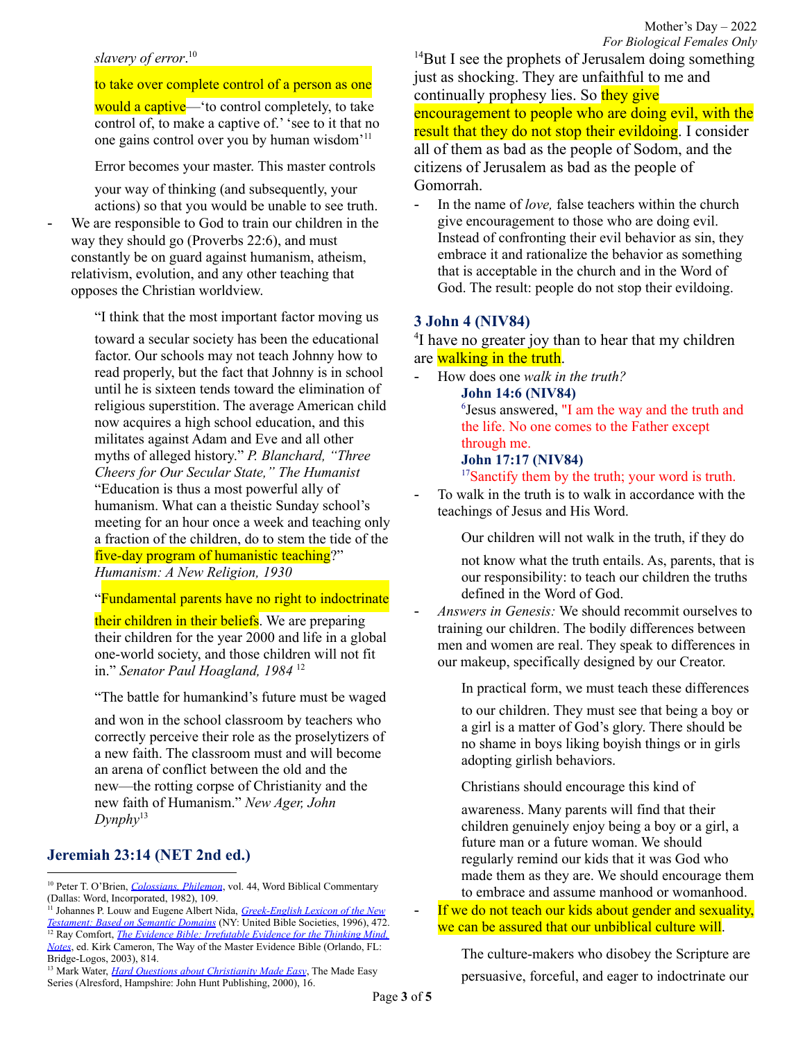*slavery of error*.[10]

to take over complete control of a person as one would a captive—'to control completely, to take control of, to make a captive of.' 'see to it that no one gains control over you by human wisdom'[11]

Error becomes your master. This master controls your way of thinking (and subsequently, your actions) so that you would be unable to see truth.

- We are responsible to God to train our children in the way they should go (Proverbs 22:6), and must constantly be on guard against humanism, atheism, relativism, evolution, and any other teaching that opposes the Christian worldview.

"I think that the most important factor moving us toward a secular society has been the educational factor. Our schools may not teach Johnny how to read properly, but the fact that Johnny is in school until he is sixteen tends toward the elimination of religious superstition. The average American child now acquires a high school education, and this militates against Adam and Eve and all other myths of alleged history." *P. Blanchard, "Three Cheers for Our Secular State," The Humanist*

"Education is thus a most powerful ally of humanism. What can a theistic Sunday school's meeting for an hour once a week and teaching only a fraction of the children, do to stem the tide of the five-day program of humanistic teaching?" *Humanism: A New Religion, 1930*

"Fundamental parents have no right to indoctrinate their children in their beliefs. We are preparing their children for the year 2000 and life in a global one-world society, and those children will not fit in." *Senator Paul Hoagland, 1984* [12]

"The battle for humankind's future must be waged and won in the school classroom by teachers who correctly perceive their role as the proselytizers of a new faith. The classroom must and will become an arena of conflict between the old and the new—the rotting corpse of Christianity and the new faith of Humanism." *New Ager, John Dynphy*[13]

## Jeremiah 23:14 (NET 2nd ed.)

[14]But I see the prophets of Jerusalem doing something just as shocking. They are unfaithful to me and continually prophesy lies. So they give encouragement to people who are doing evil, with the result that they do not stop their evildoing. I consider all of them as bad as the people of Sodom, and the citizens of Jerusalem as bad as the people of Gomorrah.

- In the name of *love,* false teachers within the church give encouragement to those who are doing evil. Instead of confronting their evil behavior as sin, they embrace it and rationalize the behavior as something that is acceptable in the church and in the Word of God. The result: people do not stop their evildoing.

## 3 John 4 (NIV84)

[4]I have no greater joy than to hear that my children are walking in the truth.

- How does one *walk in the truth?*

**John 14:6 (NIV84)**

[6]Jesus answered, "I am the way and the truth and the life. No one comes to the Father except through me.

**John 17:17 (NIV84)**

[17]Sanctify them by the truth; your word is truth.

- To walk in the truth is to walk in accordance with the teachings of Jesus and His Word.

Our children will not walk in the truth, if they do not know what the truth entails. As, parents, that is our responsibility: to teach our children the truths defined in the Word of God.

- *Answers in Genesis:* We should recommit ourselves to training our children. The bodily differences between men and women are real. They speak to differences in our makeup, specifically designed by our Creator.

In practical form, we must teach these differences to our children. They must see that being a boy or a girl is a matter of God's glory. There should be no shame in boys liking boyish things or in girls adopting girlish behaviors.

Christians should encourage this kind of awareness. Many parents will find that their children genuinely enjoy being a boy or a girl, a future man or a future woman. We should regularly remind our kids that it was God who made them as they are. We should encourage them to embrace and assume manhood or womanhood.

- If we do not teach our kids about gender and sexuality, we can be assured that our unbiblical culture will.

The culture-makers who disobey the Scripture are persuasive, forceful, and eager to indoctrinate our

---

[10] Peter T. O'Brien, *Colossians, Philemon*, vol. 44, Word Biblical Commentary (Dallas: Word, Incorporated, 1982), 109.

[11] Johannes P. Louw and Eugene Albert Nida, *Greek-English Lexicon of the New Testament: Based on Semantic Domains* (NY: United Bible Societies, 1996), 472.

[12] Ray Comfort, *The Evidence Bible: Irrefutable Evidence for the Thinking Mind, Notes*, ed. Kirk Cameron, The Way of the Master Evidence Bible (Orlando, FL: Bridge-Logos, 2003), 814.

[13] Mark Water, *Hard Questions about Christianity Made Easy*, The Made Easy Series (Alresford, Hampshire: John Hunt Publishing, 2000), 16.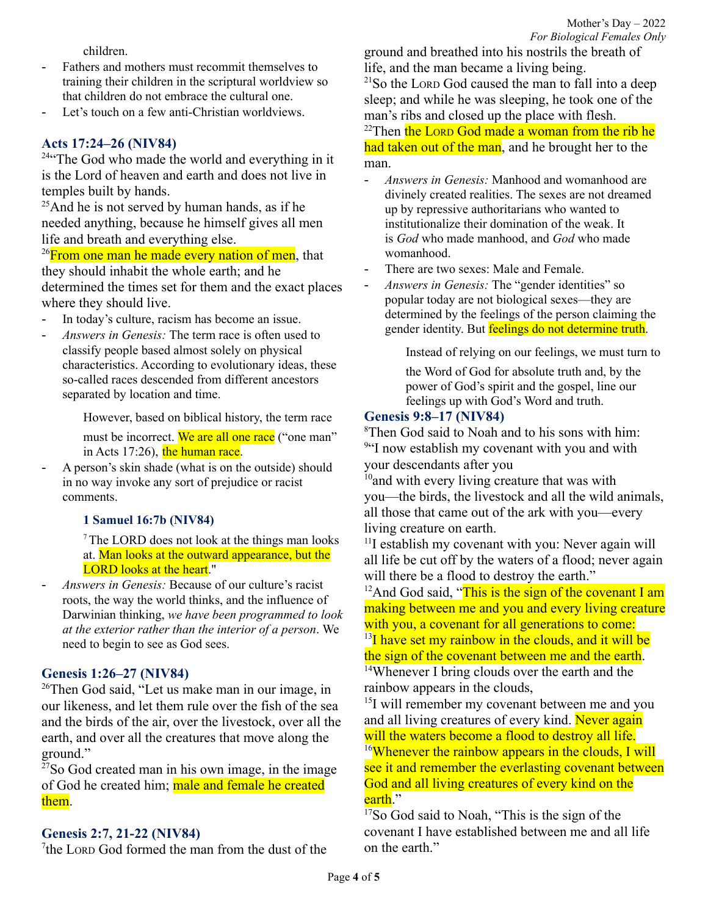children.

- Fathers and mothers must recommit themselves to training their children in the scriptural worldview so that children do not embrace the cultural one.
- Let's touch on a few anti-Christian worldviews.

### Acts 17:24–26 (NIV84)

[24]"The God who made the world and everything in it is the Lord of heaven and earth and does not live in temples built by hands.
[25]And he is not served by human hands, as if he needed anything, because he himself gives all men life and breath and everything else.
[26]From one man he made every nation of men, that they should inhabit the whole earth; and he determined the times set for them and the exact places where they should live.

- In today's culture, racism has become an issue.
- *Answers in Genesis:* The term race is often used to classify people based almost solely on physical characteristics. According to evolutionary ideas, these so-called races descended from different ancestors separated by location and time.

  However, based on biblical history, the term race must be incorrect. We are all one race ("one man" in Acts 17:26), the human race.
- A person's skin shade (what is on the outside) should in no way invoke any sort of prejudice or racist comments.

  **1 Samuel 16:7b (NIV84)**

  [7]The LORD does not look at the things man looks at. Man looks at the outward appearance, but the LORD looks at the heart."
- *Answers in Genesis:* Because of our culture's racist roots, the way the world thinks, and the influence of Darwinian thinking, *we have been programmed to look at the exterior rather than the interior of a person*. We need to begin to see as God sees.

### Genesis 1:26–27 (NIV84)

[26]Then God said, "Let us make man in our image, in our likeness, and let them rule over the fish of the sea and the birds of the air, over the livestock, over all the earth, and over all the creatures that move along the ground."
[27]So God created man in his own image, in the image of God he created him; male and female he created them.

### Genesis 2:7, 21-22 (NIV84)

[7]the LORD God formed the man from the dust of the ground and breathed into his nostrils the breath of life, and the man became a living being.
[21]So the LORD God caused the man to fall into a deep sleep; and while he was sleeping, he took one of the man's ribs and closed up the place with flesh.
[22]Then the LORD God made a woman from the rib he had taken out of the man, and he brought her to the man.

- *Answers in Genesis:* Manhood and womanhood are divinely created realities. The sexes are not dreamed up by repressive authoritarians who wanted to institutionalize their domination of the weak. It is *God* who made manhood, and *God* who made womanhood.
- There are two sexes: Male and Female.
- *Answers in Genesis:* The "gender identities" so popular today are not biological sexes—they are determined by the feelings of the person claiming the gender identity. But feelings do not determine truth.

  Instead of relying on our feelings, we must turn to the Word of God for absolute truth and, by the power of God's spirit and the gospel, line our feelings up with God's Word and truth.

### Genesis 9:8–17 (NIV84)

[8]Then God said to Noah and to his sons with him:
[9]"I now establish my covenant with you and with your descendants after you
[10]and with every living creature that was with you—the birds, the livestock and all the wild animals, all those that came out of the ark with you—every living creature on earth.
[11]I establish my covenant with you: Never again will all life be cut off by the waters of a flood; never again will there be a flood to destroy the earth."
[12]And God said, "This is the sign of the covenant I am making between me and you and every living creature with you, a covenant for all generations to come:
[13]I have set my rainbow in the clouds, and it will be the sign of the covenant between me and the earth.
[14]Whenever I bring clouds over the earth and the rainbow appears in the clouds,
[15]I will remember my covenant between me and you and all living creatures of every kind. Never again will the waters become a flood to destroy all life.
[16]Whenever the rainbow appears in the clouds, I will see it and remember the everlasting covenant between God and all living creatures of every kind on the earth."
[17]So God said to Noah, "This is the sign of the covenant I have established between me and all life on the earth."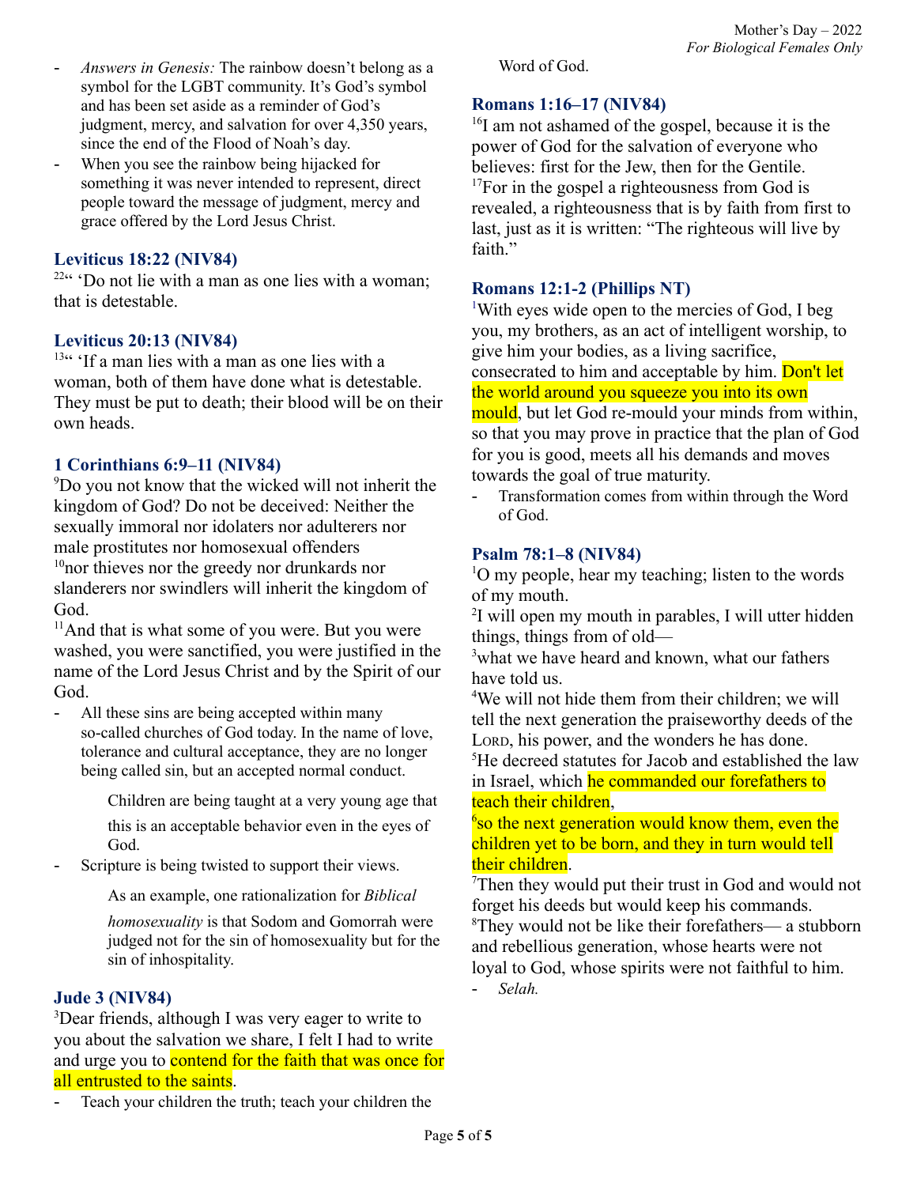- *Answers in Genesis:* The rainbow doesn't belong as a symbol for the LGBT community. It's God's symbol and has been set aside as a reminder of God's judgment, mercy, and salvation for over 4,350 years, since the end of the Flood of Noah's day.
- When you see the rainbow being hijacked for something it was never intended to represent, direct people toward the message of judgment, mercy and grace offered by the Lord Jesus Christ.

### Leviticus 18:22 (NIV84)

[22]" 'Do not lie with a man as one lies with a woman; that is detestable.

### Leviticus 20:13 (NIV84)

[13]" 'If a man lies with a man as one lies with a woman, both of them have done what is detestable. They must be put to death; their blood will be on their own heads.

### 1 Corinthians 6:9–11 (NIV84)

[9]Do you not know that the wicked will not inherit the kingdom of God? Do not be deceived: Neither the sexually immoral nor idolaters nor adulterers nor male prostitutes nor homosexual offenders
[10]nor thieves nor the greedy nor drunkards nor slanderers nor swindlers will inherit the kingdom of God.
[11]And that is what some of you were. But you were washed, you were sanctified, you were justified in the name of the Lord Jesus Christ and by the Spirit of our God.

- All these sins are being accepted within many so-called churches of God today. In the name of love, tolerance and cultural acceptance, they are no longer being called sin, but an accepted normal conduct.

  Children are being taught at a very young age that this is an acceptable behavior even in the eyes of God.
- Scripture is being twisted to support their views.

  As an example, one rationalization for *Biblical homosexuality* is that Sodom and Gomorrah were judged not for the sin of homosexuality but for the sin of inhospitality.

### Jude 3 (NIV84)

[3]Dear friends, although I was very eager to write to you about the salvation we share, I felt I had to write and urge you to contend for the faith that was once for all entrusted to the saints.

- Teach your children the truth; teach your children the Word of God.

### Romans 1:16–17 (NIV84)

[16]I am not ashamed of the gospel, because it is the power of God for the salvation of everyone who believes: first for the Jew, then for the Gentile.
[17]For in the gospel a righteousness from God is revealed, a righteousness that is by faith from first to last, just as it is written: "The righteous will live by faith."

### Romans 12:1-2 (Phillips NT)

[1]With eyes wide open to the mercies of God, I beg you, my brothers, as an act of intelligent worship, to give him your bodies, as a living sacrifice, consecrated to him and acceptable by him. Don't let the world around you squeeze you into its own mould, but let God re-mould your minds from within, so that you may prove in practice that the plan of God for you is good, meets all his demands and moves towards the goal of true maturity.

- Transformation comes from within through the Word of God.

### Psalm 78:1–8 (NIV84)

[1]O my people, hear my teaching; listen to the words of my mouth.
[2]I will open my mouth in parables, I will utter hidden things, things from of old—
[3]what we have heard and known, what our fathers have told us.
[4]We will not hide them from their children; we will tell the next generation the praiseworthy deeds of the LORD, his power, and the wonders he has done.
[5]He decreed statutes for Jacob and established the law in Israel, which he commanded our forefathers to teach their children,
[6]so the next generation would know them, even the children yet to be born, and they in turn would tell their children.
[7]Then they would put their trust in God and would not forget his deeds but would keep his commands.
[8]They would not be like their forefathers— a stubborn and rebellious generation, whose hearts were not loyal to God, whose spirits were not faithful to him.

- *Selah.*